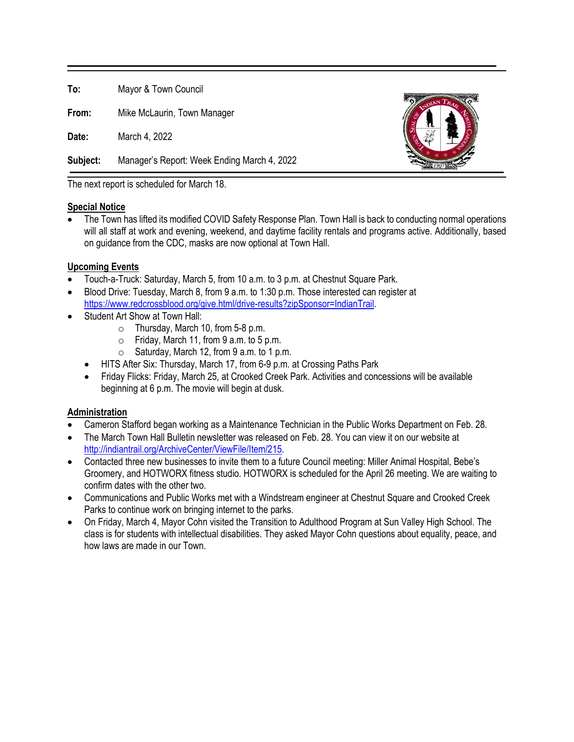**To:** Mayor & Town Council

**From:** Mike McLaurin, Town Manager

**Date:** March 4, 2022

**Subject:** Manager's Report: Week Ending March 4, 2022

The next report is scheduled for March 18.

## Special Notice

- The Town has lifted its modified COVID Safety Response Plan. Town Hall is back to conducting normal operations will all staff at work and evening, weekend, and daytime facility rentals and programs active. Additionally, based on guidance from the CDC, masks are now optional at Town Hall.

## Upcoming Events

- Touch-a-Truck: Saturday, March 5, from 10 a.m. to 3 p.m. at Chestnut Square Park.
- Blood Drive: Tuesday, March 8, from 9 a.m. to 1:30 p.m. Those interested can register at https://www.redcrossblood.org/give.html/drive-results?zipSponsor=IndianTrail.
- Student Art Show at Town Hall:
  - Thursday, March 10, from 5-8 p.m.
  - Friday, March 11, from 9 a.m. to 5 p.m.
  - Saturday, March 12, from 9 a.m. to 1 p.m.
- HITS After Six: Thursday, March 17, from 6-9 p.m. at Crossing Paths Park
- Friday Flicks: Friday, March 25, at Crooked Creek Park. Activities and concessions will be available beginning at 6 p.m. The movie will begin at dusk.

## Administration

- Cameron Stafford began working as a Maintenance Technician in the Public Works Department on Feb. 28.
- The March Town Hall Bulletin newsletter was released on Feb. 28. You can view it on our website at http://indiantrail.org/ArchiveCenter/ViewFile/Item/215.
- Contacted three new businesses to invite them to a future Council meeting: Miller Animal Hospital, Bebe's Groomery, and HOTWORX fitness studio. HOTWORX is scheduled for the April 26 meeting. We are waiting to confirm dates with the other two.
- Communications and Public Works met with a Windstream engineer at Chestnut Square and Crooked Creek Parks to continue work on bringing internet to the parks.
- On Friday, March 4, Mayor Cohn visited the Transition to Adulthood Program at Sun Valley High School. The class is for students with intellectual disabilities. They asked Mayor Cohn questions about equality, peace, and how laws are made in our Town.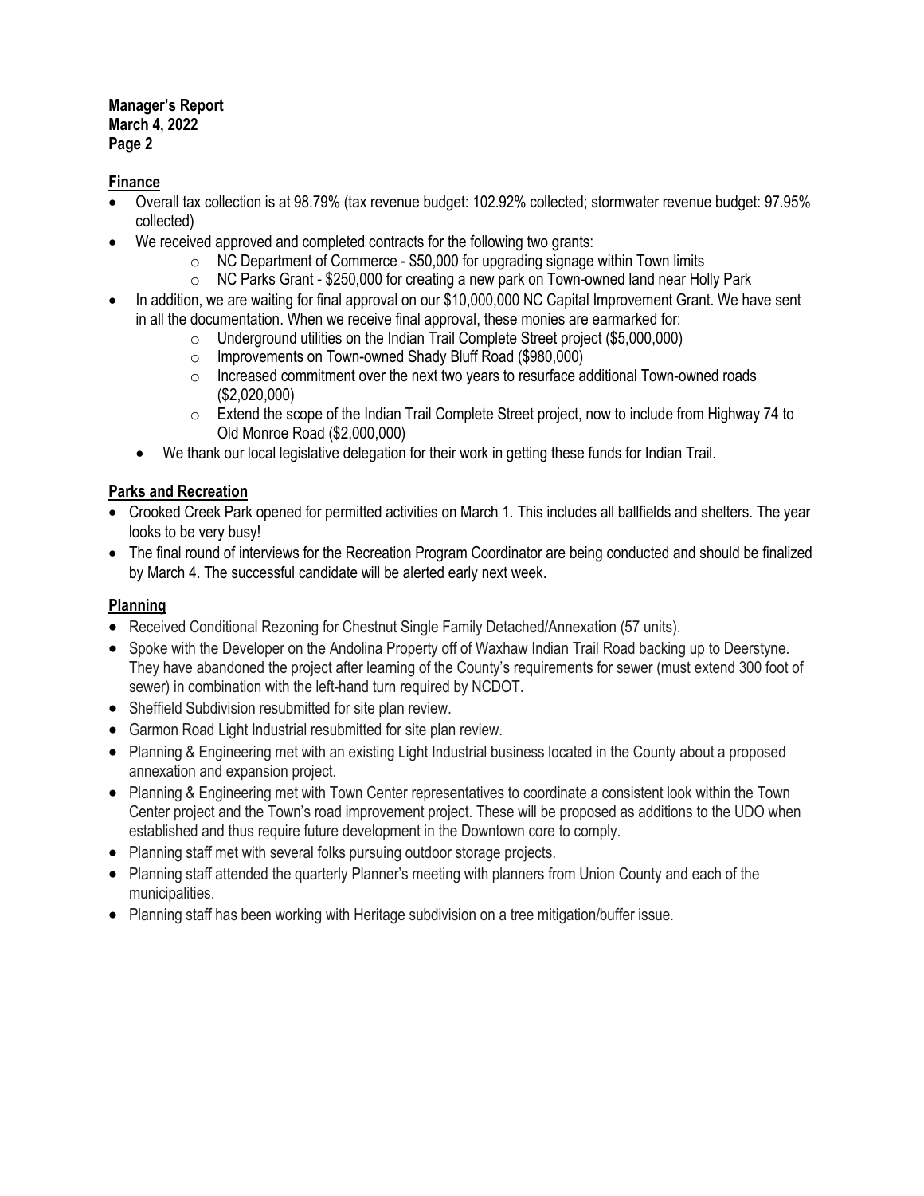## Finance

- Overall tax collection is at 98.79% (tax revenue budget: 102.92% collected; stormwater revenue budget: 97.95% collected)
- We received approved and completed contracts for the following two grants:
  - NC Department of Commerce - $50,000 for upgrading signage within Town limits
  - NC Parks Grant - $250,000 for creating a new park on Town-owned land near Holly Park
- In addition, we are waiting for final approval on our $10,000,000 NC Capital Improvement Grant. We have sent in all the documentation. When we receive final approval, these monies are earmarked for:
  - Underground utilities on the Indian Trail Complete Street project ($5,000,000)
  - Improvements on Town-owned Shady Bluff Road ($980,000)
  - Increased commitment over the next two years to resurface additional Town-owned roads ($2,020,000)
  - Extend the scope of the Indian Trail Complete Street project, now to include from Highway 74 to Old Monroe Road ($2,000,000)
  - We thank our local legislative delegation for their work in getting these funds for Indian Trail.

## Parks and Recreation

- Crooked Creek Park opened for permitted activities on March 1. This includes all ballfields and shelters. The year looks to be very busy!
- The final round of interviews for the Recreation Program Coordinator are being conducted and should be finalized by March 4. The successful candidate will be alerted early next week.

## Planning

- Received Conditional Rezoning for Chestnut Single Family Detached/Annexation (57 units).
- Spoke with the Developer on the Andolina Property off of Waxhaw Indian Trail Road backing up to Deerstyne. They have abandoned the project after learning of the County's requirements for sewer (must extend 300 foot of sewer) in combination with the left-hand turn required by NCDOT.
- Sheffield Subdivision resubmitted for site plan review.
- Garmon Road Light Industrial resubmitted for site plan review.
- Planning & Engineering met with an existing Light Industrial business located in the County about a proposed annexation and expansion project.
- Planning & Engineering met with Town Center representatives to coordinate a consistent look within the Town Center project and the Town's road improvement project. These will be proposed as additions to the UDO when established and thus require future development in the Downtown core to comply.
- Planning staff met with several folks pursuing outdoor storage projects.
- Planning staff attended the quarterly Planner's meeting with planners from Union County and each of the municipalities.
- Planning staff has been working with Heritage subdivision on a tree mitigation/buffer issue.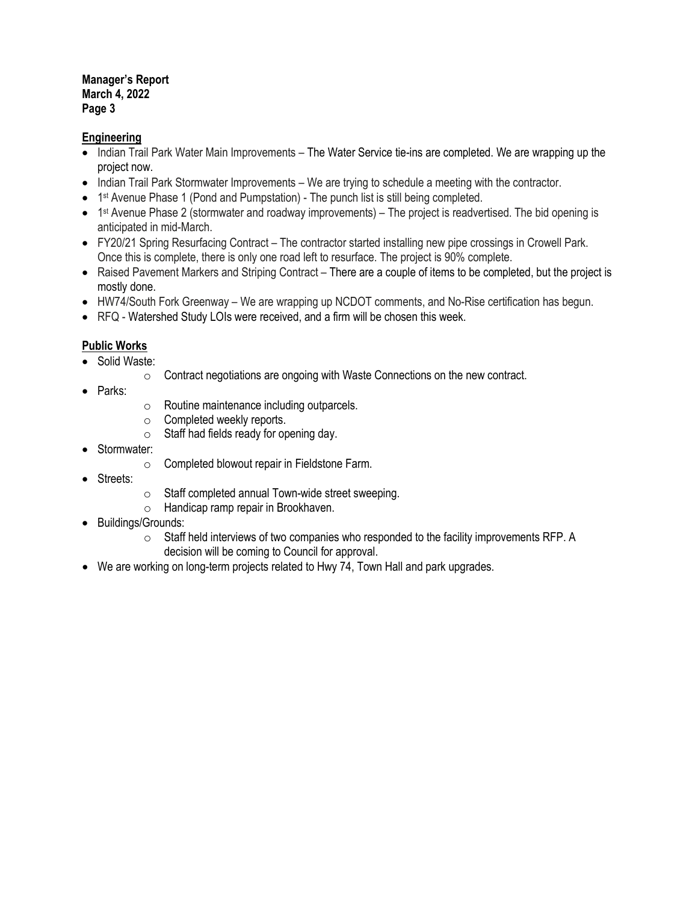**Manager's Report**
**March 4, 2022**

## Engineering

- Indian Trail Park Water Main Improvements – The Water Service tie-ins are completed. We are wrapping up the project now.
- Indian Trail Park Stormwater Improvements – We are trying to schedule a meeting with the contractor.
- 1st Avenue Phase 1 (Pond and Pumpstation) - The punch list is still being completed.
- 1st Avenue Phase 2 (stormwater and roadway improvements) – The project is readvertised. The bid opening is anticipated in mid-March.
- FY20/21 Spring Resurfacing Contract – The contractor started installing new pipe crossings in Crowell Park. Once this is complete, there is only one road left to resurface. The project is 90% complete.
- Raised Pavement Markers and Striping Contract – There are a couple of items to be completed, but the project is mostly done.
- HW74/South Fork Greenway – We are wrapping up NCDOT comments, and No-Rise certification has begun.
- RFQ - Watershed Study LOIs were received, and a firm will be chosen this week.

## Public Works

- Solid Waste:
  - Contract negotiations are ongoing with Waste Connections on the new contract.
- Parks:
  - Routine maintenance including outparcels.
  - Completed weekly reports.
  - Staff had fields ready for opening day.
- Stormwater:
  - Completed blowout repair in Fieldstone Farm.
- Streets:
  - Staff completed annual Town-wide street sweeping.
  - Handicap ramp repair in Brookhaven.
- Buildings/Grounds:
  - Staff held interviews of two companies who responded to the facility improvements RFP. A decision will be coming to Council for approval.
- We are working on long-term projects related to Hwy 74, Town Hall and park upgrades.